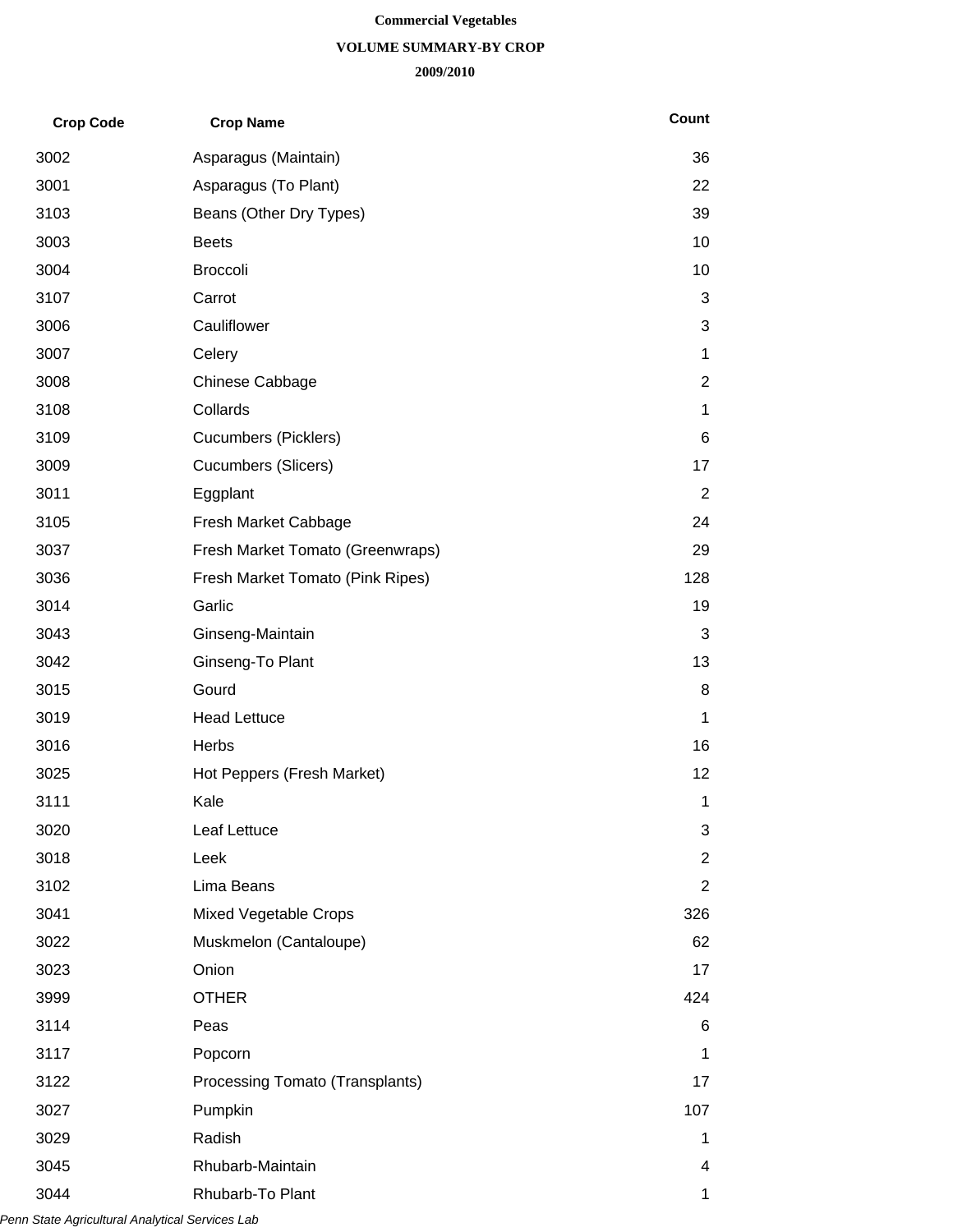# Commercial Vegetables

## VOLUME SUMMARY-BY CROP

### 2009/2010

| Crop Code | Crop Name | Count |
|---|---|---|
| 3002 | Asparagus (Maintain) | 36 |
| 3001 | Asparagus (To Plant) | 22 |
| 3103 | Beans (Other Dry Types) | 39 |
| 3003 | Beets | 10 |
| 3004 | Broccoli | 10 |
| 3107 | Carrot | 3 |
| 3006 | Cauliflower | 3 |
| 3007 | Celery | 1 |
| 3008 | Chinese Cabbage | 2 |
| 3108 | Collards | 1 |
| 3109 | Cucumbers (Picklers) | 6 |
| 3009 | Cucumbers (Slicers) | 17 |
| 3011 | Eggplant | 2 |
| 3105 | Fresh Market Cabbage | 24 |
| 3037 | Fresh Market Tomato (Greenwraps) | 29 |
| 3036 | Fresh Market Tomato (Pink Ripes) | 128 |
| 3014 | Garlic | 19 |
| 3043 | Ginseng-Maintain | 3 |
| 3042 | Ginseng-To Plant | 13 |
| 3015 | Gourd | 8 |
| 3019 | Head Lettuce | 1 |
| 3016 | Herbs | 16 |
| 3025 | Hot Peppers (Fresh Market) | 12 |
| 3111 | Kale | 1 |
| 3020 | Leaf Lettuce | 3 |
| 3018 | Leek | 2 |
| 3102 | Lima Beans | 2 |
| 3041 | Mixed Vegetable Crops | 326 |
| 3022 | Muskmelon (Cantaloupe) | 62 |
| 3023 | Onion | 17 |
| 3999 | OTHER | 424 |
| 3114 | Peas | 6 |
| 3117 | Popcorn | 1 |
| 3122 | Processing Tomato (Transplants) | 17 |
| 3027 | Pumpkin | 107 |
| 3029 | Radish | 1 |
| 3045 | Rhubarb-Maintain | 4 |
| 3044 | Rhubarb-To Plant | 1 |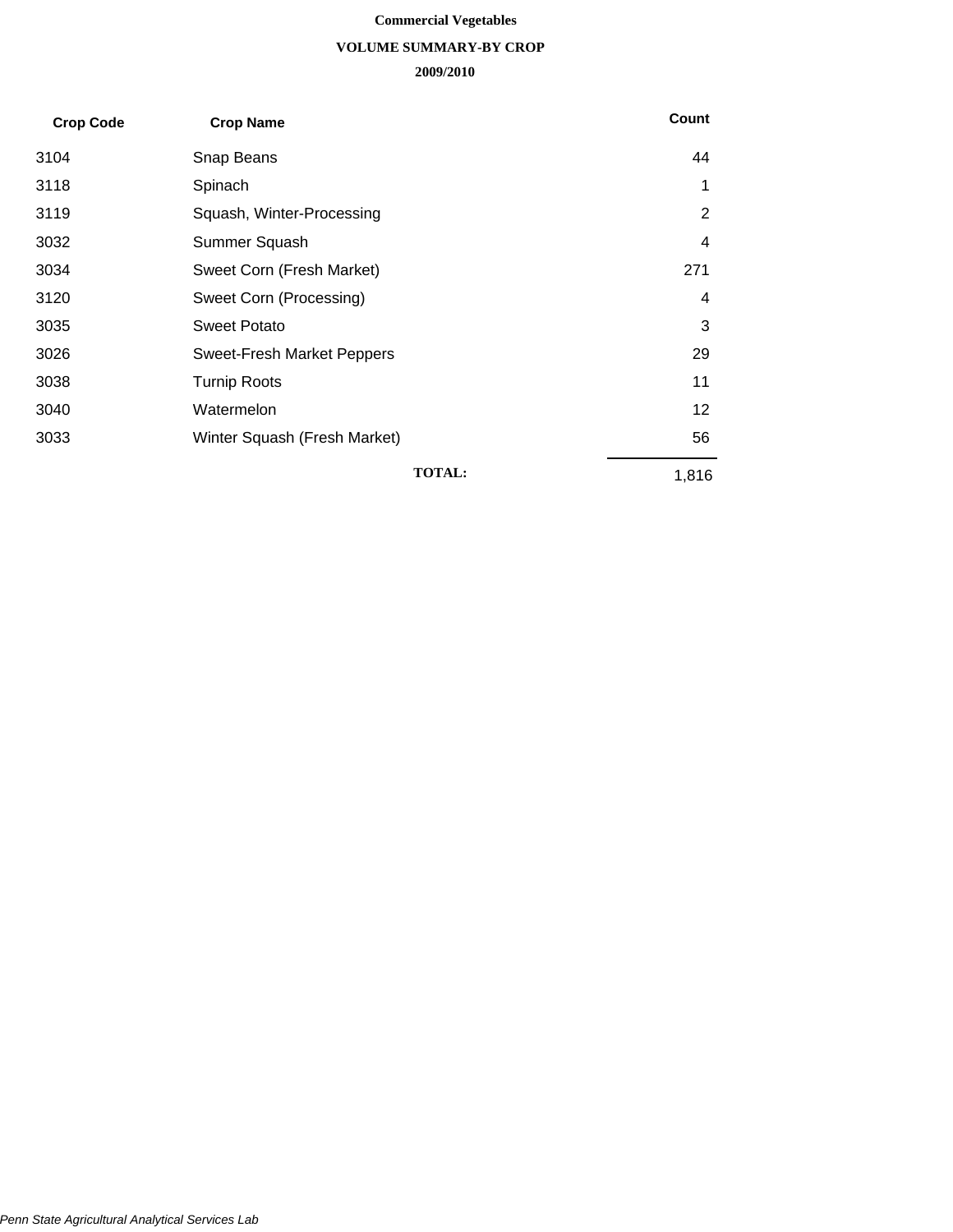**Commercial Vegetables**

**VOLUME SUMMARY-BY CROP**

**2009/2010**

| Crop Code | Crop Name | Count |
|---|---|---|
| 3104 | Snap Beans | 44 |
| 3118 | Spinach | 1 |
| 3119 | Squash, Winter-Processing | 2 |
| 3032 | Summer Squash | 4 |
| 3034 | Sweet Corn (Fresh Market) | 271 |
| 3120 | Sweet Corn (Processing) | 4 |
| 3035 | Sweet Potato | 3 |
| 3026 | Sweet-Fresh Market Peppers | 29 |
| 3038 | Turnip Roots | 11 |
| 3040 | Watermelon | 12 |
| 3033 | Winter Squash (Fresh Market) | 56 |
| | **TOTAL:** | 1,816 |

*Penn State Agricultural Analytical Services Lab*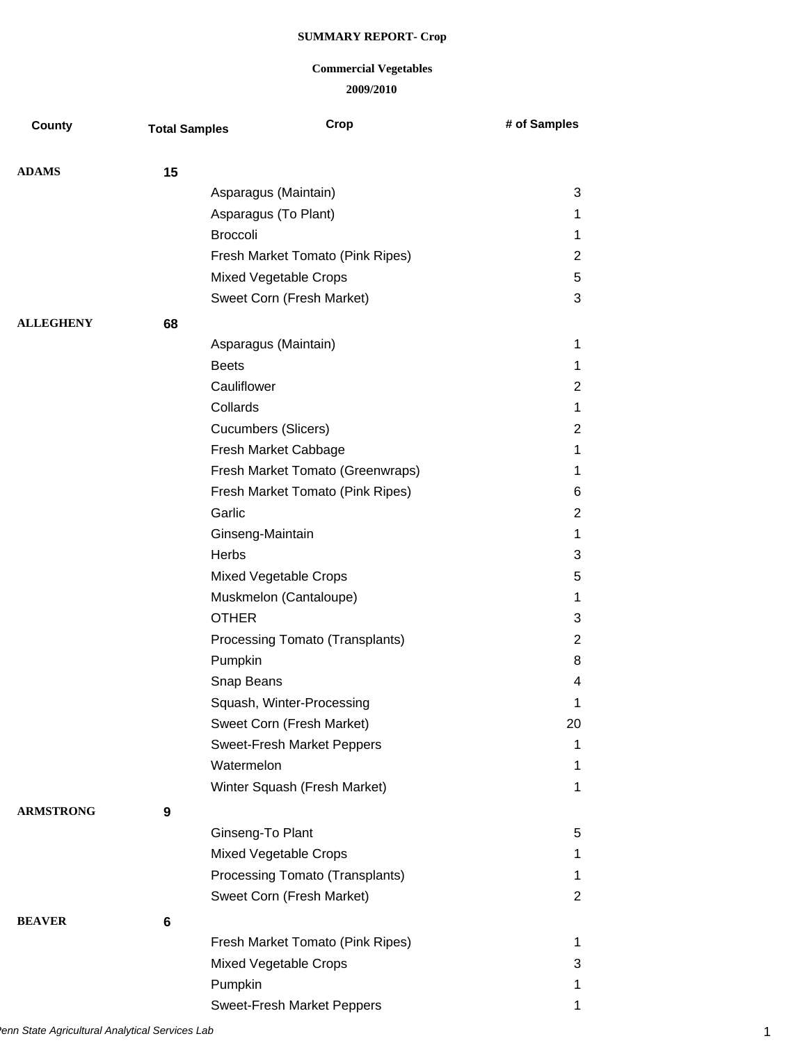**SUMMARY REPORT- Crop**

**Commercial Vegetables**

**2009/2010**

| County | Total Samples | Crop | # of Samples |
|---|---|---|---|
| **ADAMS** | **15** | | |
| | | Asparagus (Maintain) | 3 |
| | | Asparagus (To Plant) | 1 |
| | | Broccoli | 1 |
| | | Fresh Market Tomato (Pink Ripes) | 2 |
| | | Mixed Vegetable Crops | 5 |
| | | Sweet Corn (Fresh Market) | 3 |
| **ALLEGHENY** | **68** | | |
| | | Asparagus (Maintain) | 1 |
| | | Beets | 1 |
| | | Cauliflower | 2 |
| | | Collards | 1 |
| | | Cucumbers (Slicers) | 2 |
| | | Fresh Market Cabbage | 1 |
| | | Fresh Market Tomato (Greenwraps) | 1 |
| | | Fresh Market Tomato (Pink Ripes) | 6 |
| | | Garlic | 2 |
| | | Ginseng-Maintain | 1 |
| | | Herbs | 3 |
| | | Mixed Vegetable Crops | 5 |
| | | Muskmelon (Cantaloupe) | 1 |
| | | OTHER | 3 |
| | | Processing Tomato (Transplants) | 2 |
| | | Pumpkin | 8 |
| | | Snap Beans | 4 |
| | | Squash, Winter-Processing | 1 |
| | | Sweet Corn (Fresh Market) | 20 |
| | | Sweet-Fresh Market Peppers | 1 |
| | | Watermelon | 1 |
| | | Winter Squash (Fresh Market) | 1 |
| **ARMSTRONG** | **9** | | |
| | | Ginseng-To Plant | 5 |
| | | Mixed Vegetable Crops | 1 |
| | | Processing Tomato (Transplants) | 1 |
| | | Sweet Corn (Fresh Market) | 2 |
| **BEAVER** | **6** | | |
| | | Fresh Market Tomato (Pink Ripes) | 1 |
| | | Mixed Vegetable Crops | 3 |
| | | Pumpkin | 1 |
| | | Sweet-Fresh Market Peppers | 1 |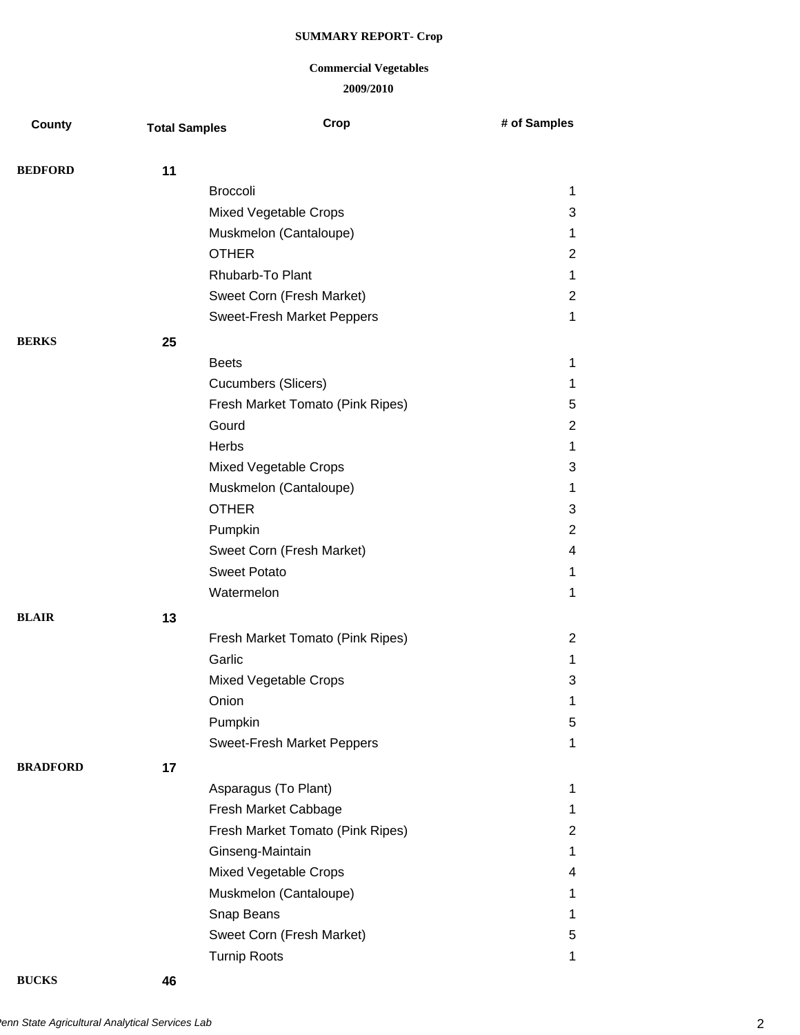**SUMMARY REPORT- Crop**

**Commercial Vegetables**

**2009/2010**

| County | Total Samples | Crop | # of Samples |
|---|---|---|---|
| **BEDFORD** | **11** | | |
| | | Broccoli | 1 |
| | | Mixed Vegetable Crops | 3 |
| | | Muskmelon (Cantaloupe) | 1 |
| | | OTHER | 2 |
| | | Rhubarb-To Plant | 1 |
| | | Sweet Corn (Fresh Market) | 2 |
| | | Sweet-Fresh Market Peppers | 1 |
| **BERKS** | **25** | | |
| | | Beets | 1 |
| | | Cucumbers (Slicers) | 1 |
| | | Fresh Market Tomato (Pink Ripes) | 5 |
| | | Gourd | 2 |
| | | Herbs | 1 |
| | | Mixed Vegetable Crops | 3 |
| | | Muskmelon (Cantaloupe) | 1 |
| | | OTHER | 3 |
| | | Pumpkin | 2 |
| | | Sweet Corn (Fresh Market) | 4 |
| | | Sweet Potato | 1 |
| | | Watermelon | 1 |
| **BLAIR** | **13** | | |
| | | Fresh Market Tomato (Pink Ripes) | 2 |
| | | Garlic | 1 |
| | | Mixed Vegetable Crops | 3 |
| | | Onion | 1 |
| | | Pumpkin | 5 |
| | | Sweet-Fresh Market Peppers | 1 |
| **BRADFORD** | **17** | | |
| | | Asparagus (To Plant) | 1 |
| | | Fresh Market Cabbage | 1 |
| | | Fresh Market Tomato (Pink Ripes) | 2 |
| | | Ginseng-Maintain | 1 |
| | | Mixed Vegetable Crops | 4 |
| | | Muskmelon (Cantaloupe) | 1 |
| | | Snap Beans | 1 |
| | | Sweet Corn (Fresh Market) | 5 |
| | | Turnip Roots | 1 |
| **BUCKS** | **46** | | |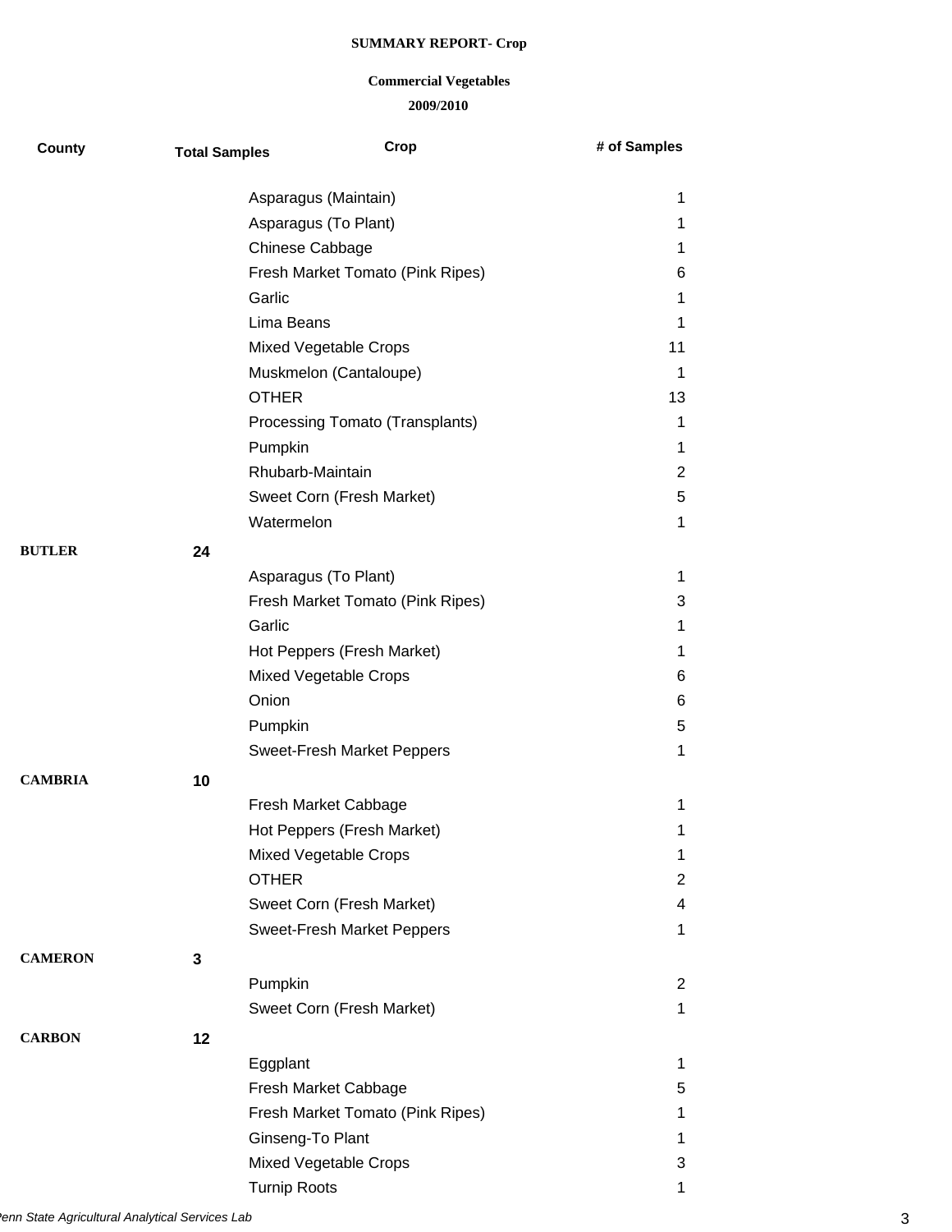**SUMMARY REPORT- Crop**

**Commercial Vegetables**

**2009/2010**

| County | Total Samples | Crop | # of Samples |
|---|---|---|---|
| | | Asparagus (Maintain) | 1 |
| | | Asparagus (To Plant) | 1 |
| | | Chinese Cabbage | 1 |
| | | Fresh Market Tomato (Pink Ripes) | 6 |
| | | Garlic | 1 |
| | | Lima Beans | 1 |
| | | Mixed Vegetable Crops | 11 |
| | | Muskmelon (Cantaloupe) | 1 |
| | | OTHER | 13 |
| | | Processing Tomato (Transplants) | 1 |
| | | Pumpkin | 1 |
| | | Rhubarb-Maintain | 2 |
| | | Sweet Corn (Fresh Market) | 5 |
| | | Watermelon | 1 |
| **BUTLER** | **24** | | |
| | | Asparagus (To Plant) | 1 |
| | | Fresh Market Tomato (Pink Ripes) | 3 |
| | | Garlic | 1 |
| | | Hot Peppers (Fresh Market) | 1 |
| | | Mixed Vegetable Crops | 6 |
| | | Onion | 6 |
| | | Pumpkin | 5 |
| | | Sweet-Fresh Market Peppers | 1 |
| **CAMBRIA** | **10** | | |
| | | Fresh Market Cabbage | 1 |
| | | Hot Peppers (Fresh Market) | 1 |
| | | Mixed Vegetable Crops | 1 |
| | | OTHER | 2 |
| | | Sweet Corn (Fresh Market) | 4 |
| | | Sweet-Fresh Market Peppers | 1 |
| **CAMERON** | **3** | | |
| | | Pumpkin | 2 |
| | | Sweet Corn (Fresh Market) | 1 |
| **CARBON** | **12** | | |
| | | Eggplant | 1 |
| | | Fresh Market Cabbage | 5 |
| | | Fresh Market Tomato (Pink Ripes) | 1 |
| | | Ginseng-To Plant | 1 |
| | | Mixed Vegetable Crops | 3 |
| | | Turnip Roots | 1 |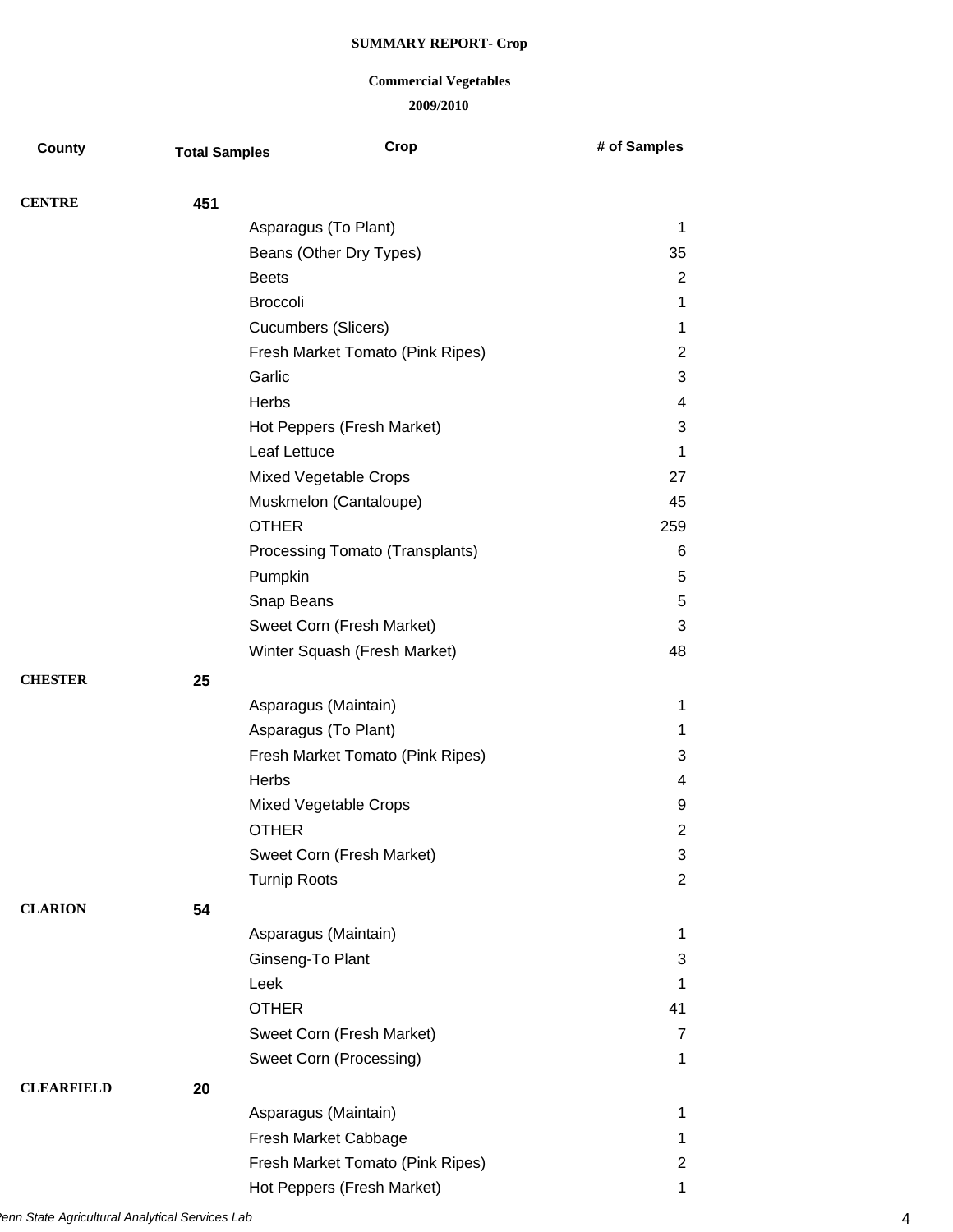**SUMMARY REPORT- Crop**

**Commercial Vegetables**

**2009/2010**

| County | Total Samples | Crop | # of Samples |
|---|---|---|---|
| **CENTRE** | **451** | | |
| | | Asparagus (To Plant) | 1 |
| | | Beans (Other Dry Types) | 35 |
| | | Beets | 2 |
| | | Broccoli | 1 |
| | | Cucumbers (Slicers) | 1 |
| | | Fresh Market Tomato (Pink Ripes) | 2 |
| | | Garlic | 3 |
| | | Herbs | 4 |
| | | Hot Peppers (Fresh Market) | 3 |
| | | Leaf Lettuce | 1 |
| | | Mixed Vegetable Crops | 27 |
| | | Muskmelon (Cantaloupe) | 45 |
| | | OTHER | 259 |
| | | Processing Tomato (Transplants) | 6 |
| | | Pumpkin | 5 |
| | | Snap Beans | 5 |
| | | Sweet Corn (Fresh Market) | 3 |
| | | Winter Squash (Fresh Market) | 48 |
| **CHESTER** | **25** | | |
| | | Asparagus (Maintain) | 1 |
| | | Asparagus (To Plant) | 1 |
| | | Fresh Market Tomato (Pink Ripes) | 3 |
| | | Herbs | 4 |
| | | Mixed Vegetable Crops | 9 |
| | | OTHER | 2 |
| | | Sweet Corn (Fresh Market) | 3 |
| | | Turnip Roots | 2 |
| **CLARION** | **54** | | |
| | | Asparagus (Maintain) | 1 |
| | | Ginseng-To Plant | 3 |
| | | Leek | 1 |
| | | OTHER | 41 |
| | | Sweet Corn (Fresh Market) | 7 |
| | | Sweet Corn (Processing) | 1 |
| **CLEARFIELD** | **20** | | |
| | | Asparagus (Maintain) | 1 |
| | | Fresh Market Cabbage | 1 |
| | | Fresh Market Tomato (Pink Ripes) | 2 |
| | | Hot Peppers (Fresh Market) | 1 |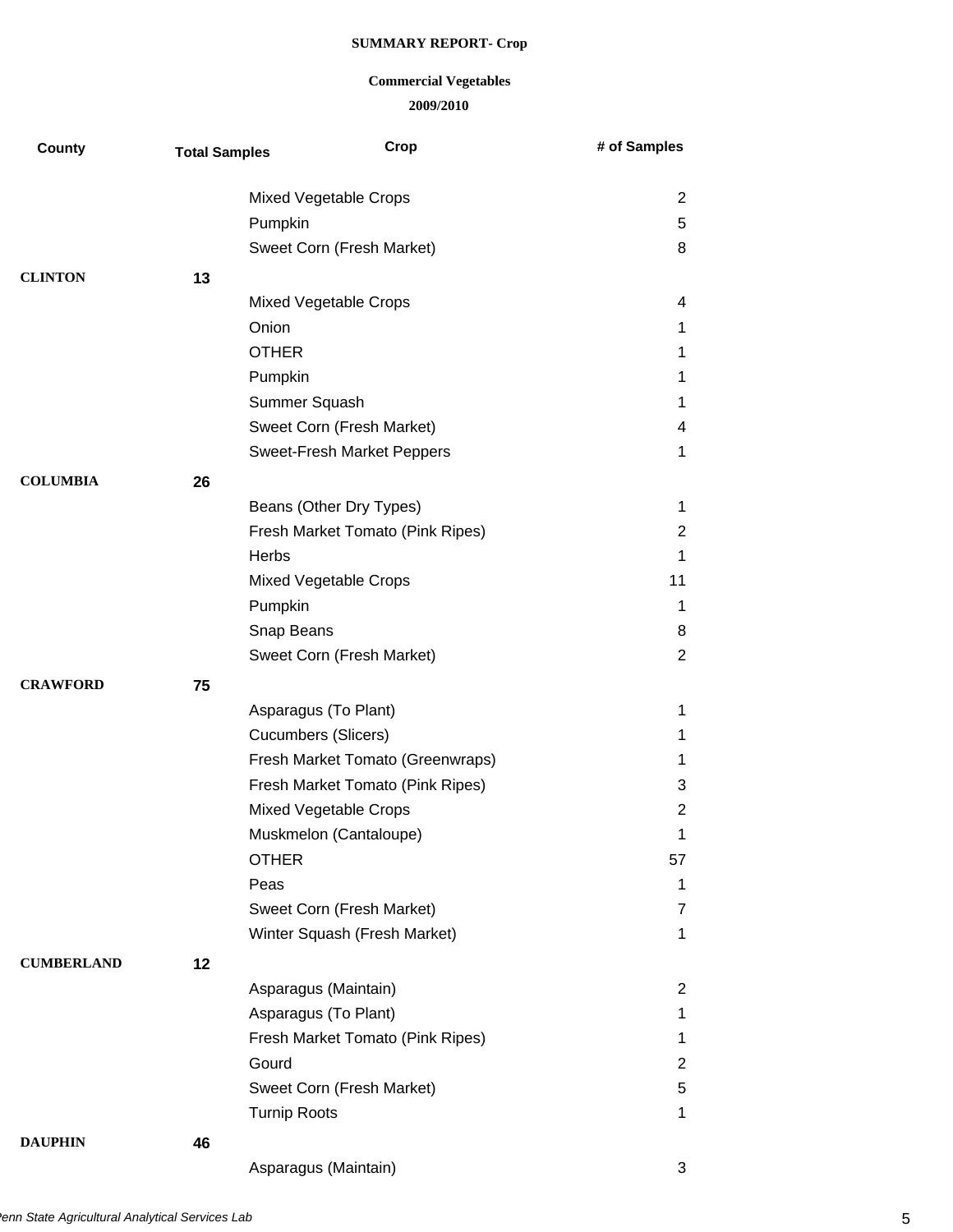**SUMMARY REPORT- Crop**

**Commercial Vegetables**

**2009/2010**

| County | Total Samples | Crop | # of Samples |
|---|---|---|---|
| | | Mixed Vegetable Crops | 2 |
| | | Pumpkin | 5 |
| | | Sweet Corn (Fresh Market) | 8 |
| **CLINTON** | **13** | | |
| | | Mixed Vegetable Crops | 4 |
| | | Onion | 1 |
| | | OTHER | 1 |
| | | Pumpkin | 1 |
| | | Summer Squash | 1 |
| | | Sweet Corn (Fresh Market) | 4 |
| | | Sweet-Fresh Market Peppers | 1 |
| **COLUMBIA** | **26** | | |
| | | Beans (Other Dry Types) | 1 |
| | | Fresh Market Tomato (Pink Ripes) | 2 |
| | | Herbs | 1 |
| | | Mixed Vegetable Crops | 11 |
| | | Pumpkin | 1 |
| | | Snap Beans | 8 |
| | | Sweet Corn (Fresh Market) | 2 |
| **CRAWFORD** | **75** | | |
| | | Asparagus (To Plant) | 1 |
| | | Cucumbers (Slicers) | 1 |
| | | Fresh Market Tomato (Greenwraps) | 1 |
| | | Fresh Market Tomato (Pink Ripes) | 3 |
| | | Mixed Vegetable Crops | 2 |
| | | Muskmelon (Cantaloupe) | 1 |
| | | OTHER | 57 |
| | | Peas | 1 |
| | | Sweet Corn (Fresh Market) | 7 |
| | | Winter Squash (Fresh Market) | 1 |
| **CUMBERLAND** | **12** | | |
| | | Asparagus (Maintain) | 2 |
| | | Asparagus (To Plant) | 1 |
| | | Fresh Market Tomato (Pink Ripes) | 1 |
| | | Gourd | 2 |
| | | Sweet Corn (Fresh Market) | 5 |
| | | Turnip Roots | 1 |
| **DAUPHIN** | **46** | | |
| | | Asparagus (Maintain) | 3 |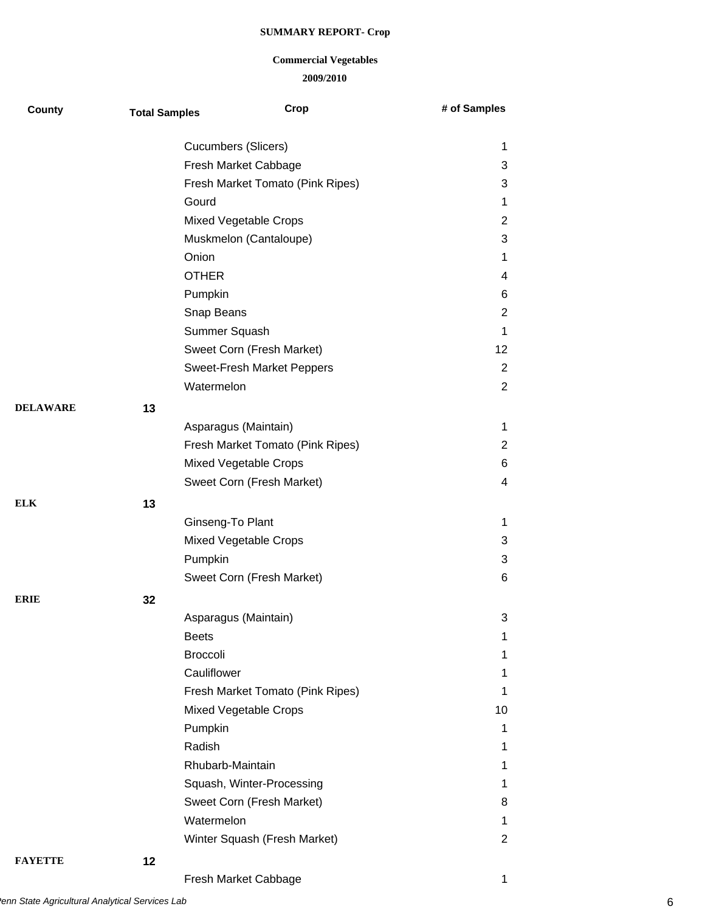**SUMMARY REPORT- Crop**

**Commercial Vegetables**

**2009/2010**

| County | Total Samples | Crop | # of Samples |
|---|---|---|---|
| | | Cucumbers (Slicers) | 1 |
| | | Fresh Market Cabbage | 3 |
| | | Fresh Market Tomato (Pink Ripes) | 3 |
| | | Gourd | 1 |
| | | Mixed Vegetable Crops | 2 |
| | | Muskmelon (Cantaloupe) | 3 |
| | | Onion | 1 |
| | | OTHER | 4 |
| | | Pumpkin | 6 |
| | | Snap Beans | 2 |
| | | Summer Squash | 1 |
| | | Sweet Corn (Fresh Market) | 12 |
| | | Sweet-Fresh Market Peppers | 2 |
| | | Watermelon | 2 |
| **DELAWARE** | **13** | | |
| | | Asparagus (Maintain) | 1 |
| | | Fresh Market Tomato (Pink Ripes) | 2 |
| | | Mixed Vegetable Crops | 6 |
| | | Sweet Corn (Fresh Market) | 4 |
| **ELK** | **13** | | |
| | | Ginseng-To Plant | 1 |
| | | Mixed Vegetable Crops | 3 |
| | | Pumpkin | 3 |
| | | Sweet Corn (Fresh Market) | 6 |
| **ERIE** | **32** | | |
| | | Asparagus (Maintain) | 3 |
| | | Beets | 1 |
| | | Broccoli | 1 |
| | | Cauliflower | 1 |
| | | Fresh Market Tomato (Pink Ripes) | 1 |
| | | Mixed Vegetable Crops | 10 |
| | | Pumpkin | 1 |
| | | Radish | 1 |
| | | Rhubarb-Maintain | 1 |
| | | Squash, Winter-Processing | 1 |
| | | Sweet Corn (Fresh Market) | 8 |
| | | Watermelon | 1 |
| | | Winter Squash (Fresh Market) | 2 |
| **FAYETTE** | **12** | | |
| | | Fresh Market Cabbage | 1 |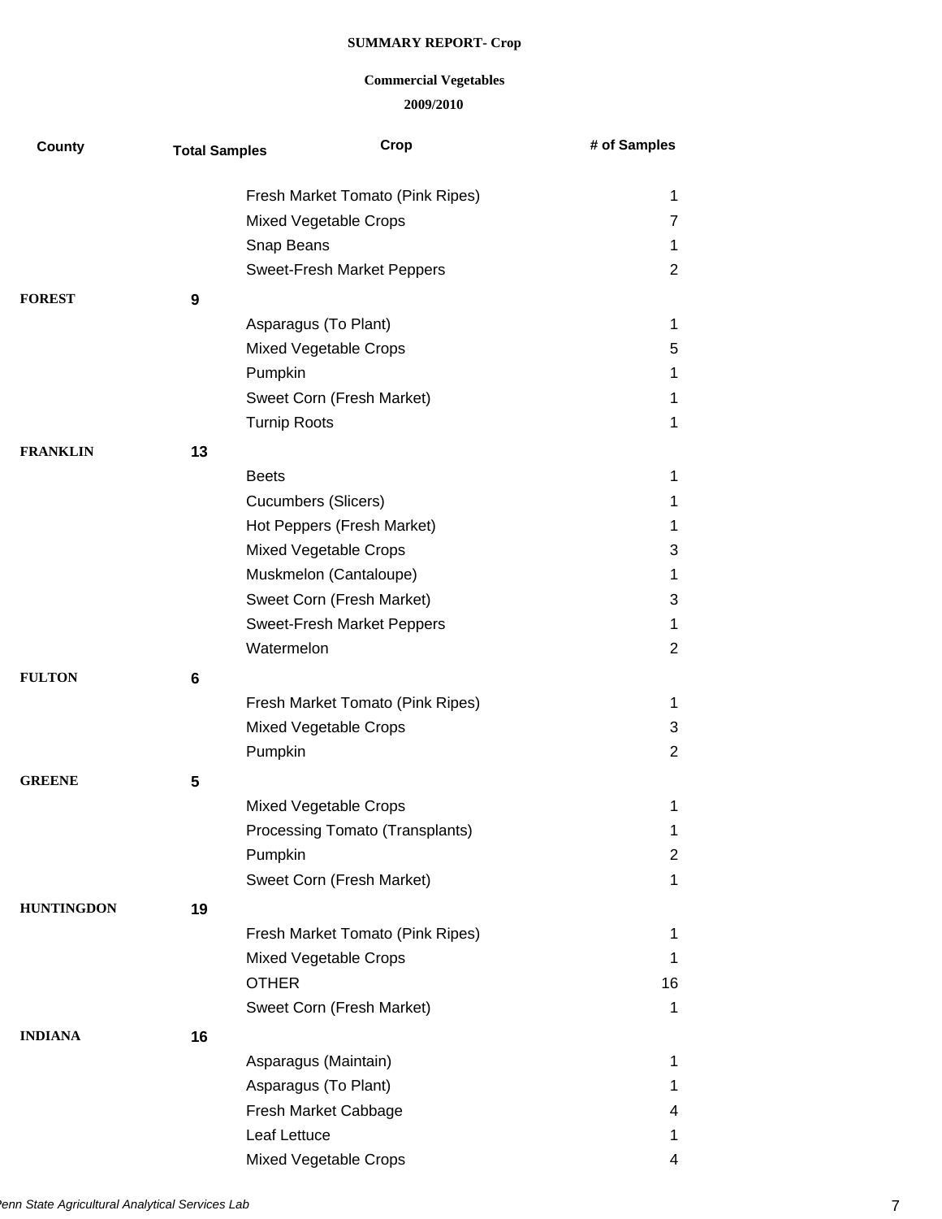**SUMMARY REPORT- Crop**

**Commercial Vegetables**

**2009/2010**

| County | Total Samples | Crop | # of Samples |
|---|---|---|---|
| | | Fresh Market Tomato (Pink Ripes) | 1 |
| | | Mixed Vegetable Crops | 7 |
| | | Snap Beans | 1 |
| | | Sweet-Fresh Market Peppers | 2 |
| **FOREST** | **9** | | |
| | | Asparagus (To Plant) | 1 |
| | | Mixed Vegetable Crops | 5 |
| | | Pumpkin | 1 |
| | | Sweet Corn (Fresh Market) | 1 |
| | | Turnip Roots | 1 |
| **FRANKLIN** | **13** | | |
| | | Beets | 1 |
| | | Cucumbers (Slicers) | 1 |
| | | Hot Peppers (Fresh Market) | 1 |
| | | Mixed Vegetable Crops | 3 |
| | | Muskmelon (Cantaloupe) | 1 |
| | | Sweet Corn (Fresh Market) | 3 |
| | | Sweet-Fresh Market Peppers | 1 |
| | | Watermelon | 2 |
| **FULTON** | **6** | | |
| | | Fresh Market Tomato (Pink Ripes) | 1 |
| | | Mixed Vegetable Crops | 3 |
| | | Pumpkin | 2 |
| **GREENE** | **5** | | |
| | | Mixed Vegetable Crops | 1 |
| | | Processing Tomato (Transplants) | 1 |
| | | Pumpkin | 2 |
| | | Sweet Corn (Fresh Market) | 1 |
| **HUNTINGDON** | **19** | | |
| | | Fresh Market Tomato (Pink Ripes) | 1 |
| | | Mixed Vegetable Crops | 1 |
| | | OTHER | 16 |
| | | Sweet Corn (Fresh Market) | 1 |
| **INDIANA** | **16** | | |
| | | Asparagus (Maintain) | 1 |
| | | Asparagus (To Plant) | 1 |
| | | Fresh Market Cabbage | 4 |
| | | Leaf Lettuce | 1 |
| | | Mixed Vegetable Crops | 4 |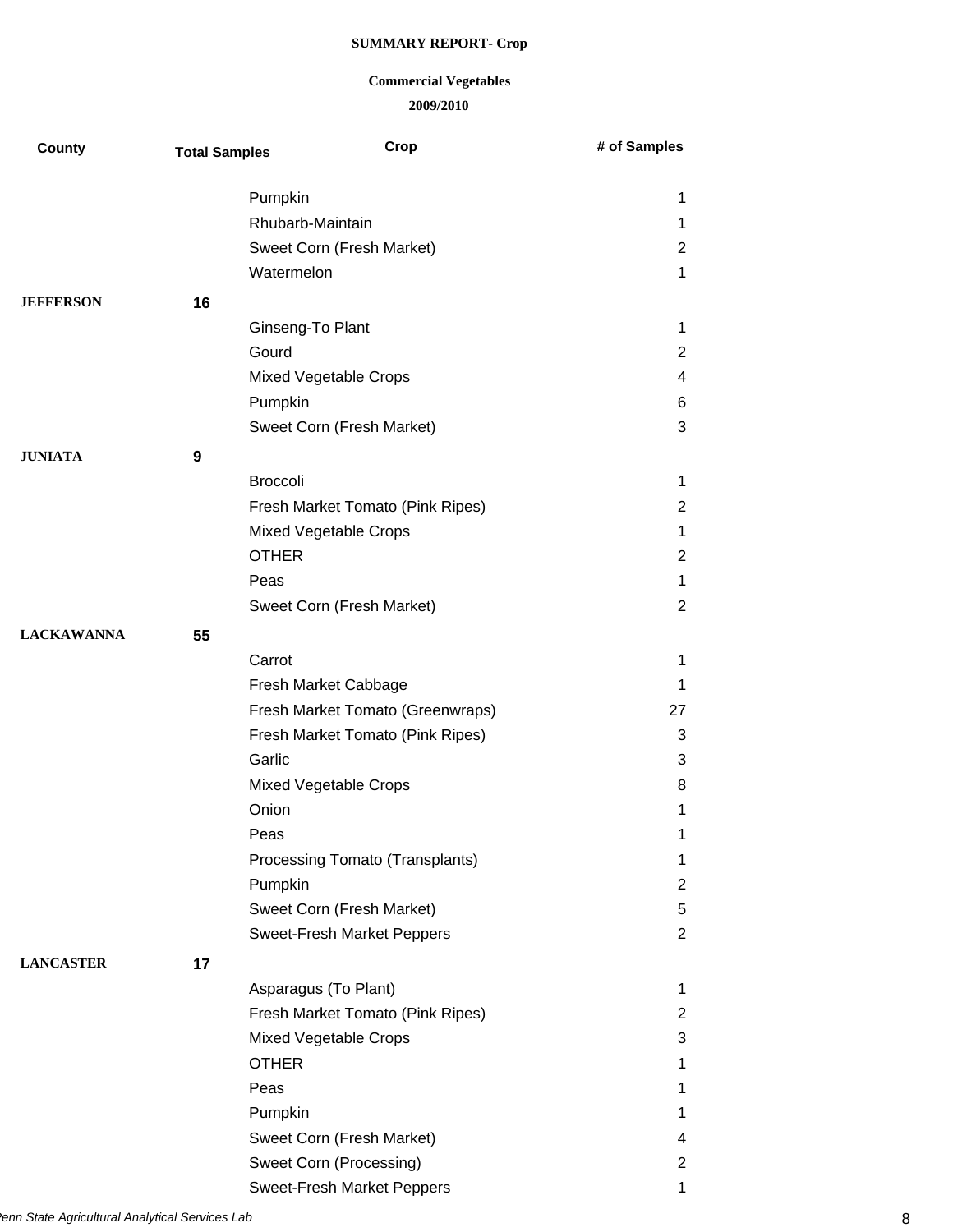**SUMMARY REPORT- Crop**

**Commercial Vegetables**

**2009/2010**

| County | Total Samples | Crop | # of Samples |
|---|---|---|---|
| | | Pumpkin | 1 |
| | | Rhubarb-Maintain | 1 |
| | | Sweet Corn (Fresh Market) | 2 |
| | | Watermelon | 1 |
| **JEFFERSON** | **16** | | |
| | | Ginseng-To Plant | 1 |
| | | Gourd | 2 |
| | | Mixed Vegetable Crops | 4 |
| | | Pumpkin | 6 |
| | | Sweet Corn (Fresh Market) | 3 |
| **JUNIATA** | **9** | | |
| | | Broccoli | 1 |
| | | Fresh Market Tomato (Pink Ripes) | 2 |
| | | Mixed Vegetable Crops | 1 |
| | | OTHER | 2 |
| | | Peas | 1 |
| | | Sweet Corn (Fresh Market) | 2 |
| **LACKAWANNA** | **55** | | |
| | | Carrot | 1 |
| | | Fresh Market Cabbage | 1 |
| | | Fresh Market Tomato (Greenwraps) | 27 |
| | | Fresh Market Tomato (Pink Ripes) | 3 |
| | | Garlic | 3 |
| | | Mixed Vegetable Crops | 8 |
| | | Onion | 1 |
| | | Peas | 1 |
| | | Processing Tomato (Transplants) | 1 |
| | | Pumpkin | 2 |
| | | Sweet Corn (Fresh Market) | 5 |
| | | Sweet-Fresh Market Peppers | 2 |
| **LANCASTER** | **17** | | |
| | | Asparagus (To Plant) | 1 |
| | | Fresh Market Tomato (Pink Ripes) | 2 |
| | | Mixed Vegetable Crops | 3 |
| | | OTHER | 1 |
| | | Peas | 1 |
| | | Pumpkin | 1 |
| | | Sweet Corn (Fresh Market) | 4 |
| | | Sweet Corn (Processing) | 2 |
| | | Sweet-Fresh Market Peppers | 1 |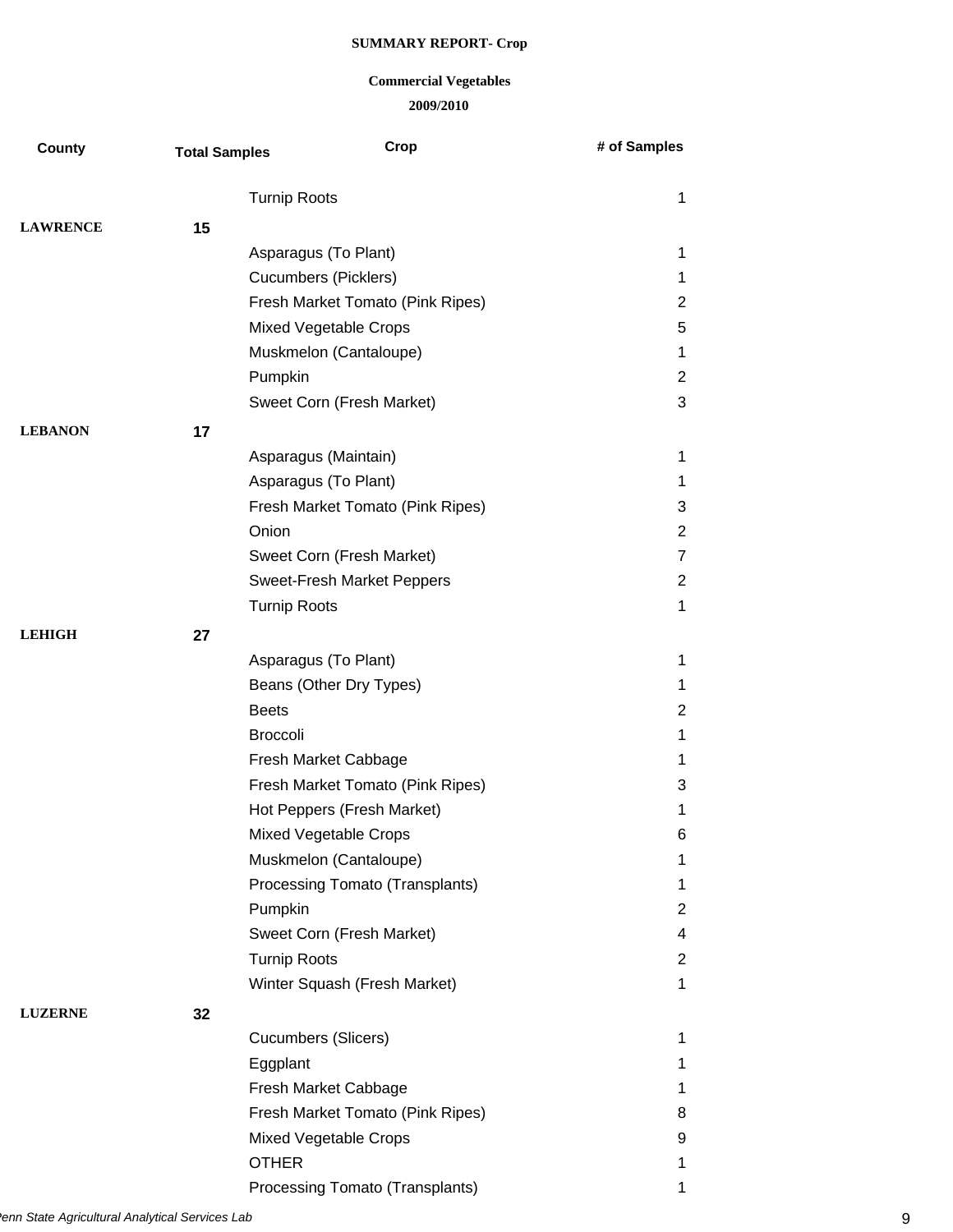**SUMMARY REPORT- Crop**

**Commercial Vegetables**

**2009/2010**

| County | Total Samples | Crop | # of Samples |
|---|---|---|---|
| | | Turnip Roots | 1 |
| **LAWRENCE** | **15** | | |
| | | Asparagus (To Plant) | 1 |
| | | Cucumbers (Picklers) | 1 |
| | | Fresh Market Tomato (Pink Ripes) | 2 |
| | | Mixed Vegetable Crops | 5 |
| | | Muskmelon (Cantaloupe) | 1 |
| | | Pumpkin | 2 |
| | | Sweet Corn (Fresh Market) | 3 |
| **LEBANON** | **17** | | |
| | | Asparagus (Maintain) | 1 |
| | | Asparagus (To Plant) | 1 |
| | | Fresh Market Tomato (Pink Ripes) | 3 |
| | | Onion | 2 |
| | | Sweet Corn (Fresh Market) | 7 |
| | | Sweet-Fresh Market Peppers | 2 |
| | | Turnip Roots | 1 |
| **LEHIGH** | **27** | | |
| | | Asparagus (To Plant) | 1 |
| | | Beans (Other Dry Types) | 1 |
| | | Beets | 2 |
| | | Broccoli | 1 |
| | | Fresh Market Cabbage | 1 |
| | | Fresh Market Tomato (Pink Ripes) | 3 |
| | | Hot Peppers (Fresh Market) | 1 |
| | | Mixed Vegetable Crops | 6 |
| | | Muskmelon (Cantaloupe) | 1 |
| | | Processing Tomato (Transplants) | 1 |
| | | Pumpkin | 2 |
| | | Sweet Corn (Fresh Market) | 4 |
| | | Turnip Roots | 2 |
| | | Winter Squash (Fresh Market) | 1 |
| **LUZERNE** | **32** | | |
| | | Cucumbers (Slicers) | 1 |
| | | Eggplant | 1 |
| | | Fresh Market Cabbage | 1 |
| | | Fresh Market Tomato (Pink Ripes) | 8 |
| | | Mixed Vegetable Crops | 9 |
| | | OTHER | 1 |
| | | Processing Tomato (Transplants) | 1 |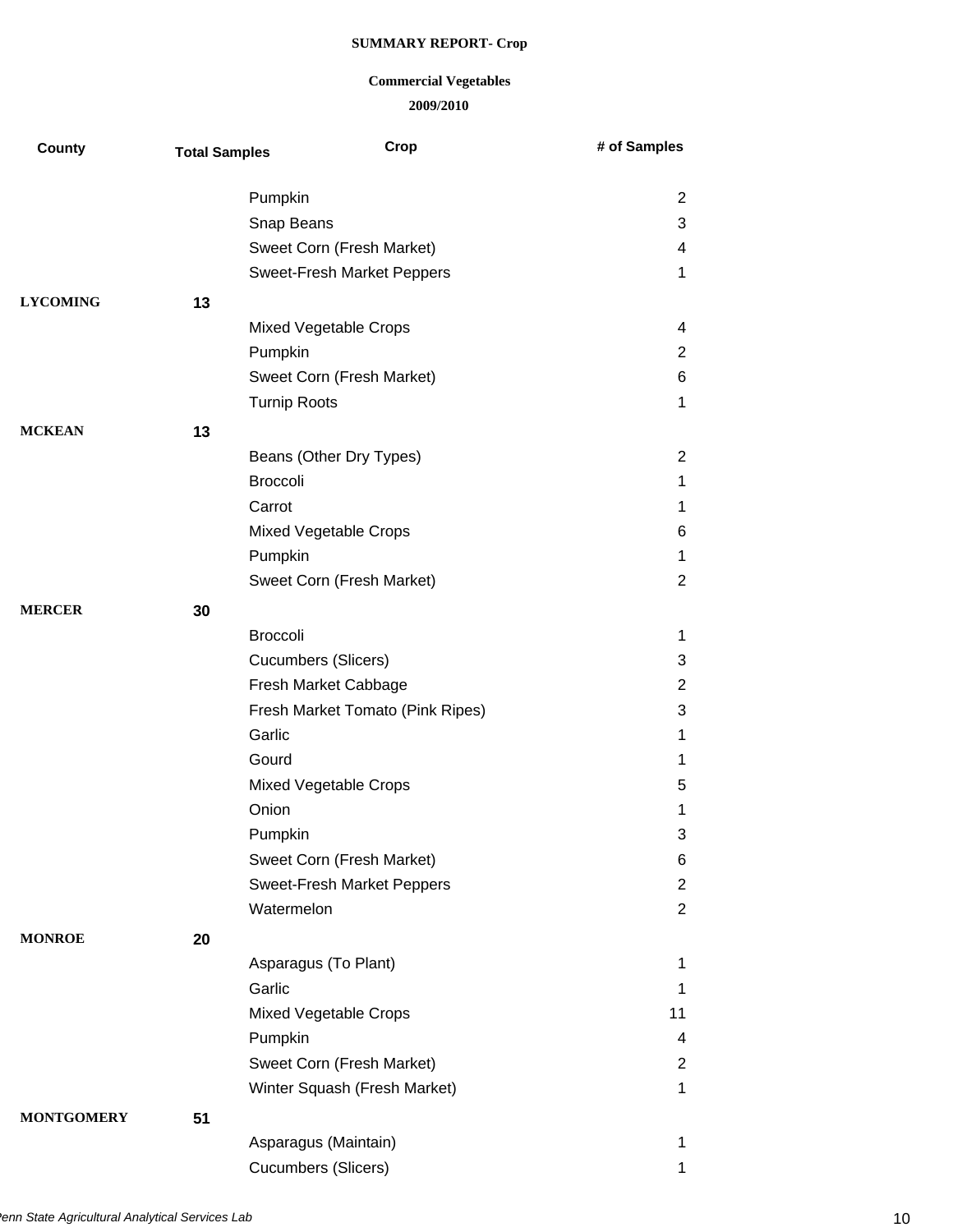**SUMMARY REPORT- Crop**

**Commercial Vegetables**

**2009/2010**

| County | Total Samples | Crop | # of Samples |
|---|---|---|---|
| | | Pumpkin | 2 |
| | | Snap Beans | 3 |
| | | Sweet Corn (Fresh Market) | 4 |
| | | Sweet-Fresh Market Peppers | 1 |
| **LYCOMING** | **13** | | |
| | | Mixed Vegetable Crops | 4 |
| | | Pumpkin | 2 |
| | | Sweet Corn (Fresh Market) | 6 |
| | | Turnip Roots | 1 |
| **MCKEAN** | **13** | | |
| | | Beans (Other Dry Types) | 2 |
| | | Broccoli | 1 |
| | | Carrot | 1 |
| | | Mixed Vegetable Crops | 6 |
| | | Pumpkin | 1 |
| | | Sweet Corn (Fresh Market) | 2 |
| **MERCER** | **30** | | |
| | | Broccoli | 1 |
| | | Cucumbers (Slicers) | 3 |
| | | Fresh Market Cabbage | 2 |
| | | Fresh Market Tomato (Pink Ripes) | 3 |
| | | Garlic | 1 |
| | | Gourd | 1 |
| | | Mixed Vegetable Crops | 5 |
| | | Onion | 1 |
| | | Pumpkin | 3 |
| | | Sweet Corn (Fresh Market) | 6 |
| | | Sweet-Fresh Market Peppers | 2 |
| | | Watermelon | 2 |
| **MONROE** | **20** | | |
| | | Asparagus (To Plant) | 1 |
| | | Garlic | 1 |
| | | Mixed Vegetable Crops | 11 |
| | | Pumpkin | 4 |
| | | Sweet Corn (Fresh Market) | 2 |
| | | Winter Squash (Fresh Market) | 1 |
| **MONTGOMERY** | **51** | | |
| | | Asparagus (Maintain) | 1 |
| | | Cucumbers (Slicers) | 1 |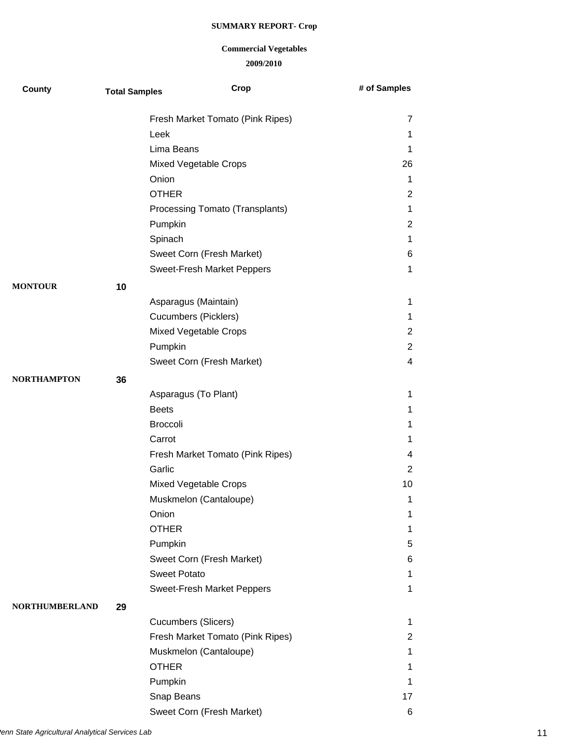**SUMMARY REPORT- Crop**

**Commercial Vegetables**

**2009/2010**

| County | Total Samples | Crop | # of Samples |
|---|---|---|---|
| | | Fresh Market Tomato (Pink Ripes) | 7 |
| | | Leek | 1 |
| | | Lima Beans | 1 |
| | | Mixed Vegetable Crops | 26 |
| | | Onion | 1 |
| | | OTHER | 2 |
| | | Processing Tomato (Transplants) | 1 |
| | | Pumpkin | 2 |
| | | Spinach | 1 |
| | | Sweet Corn (Fresh Market) | 6 |
| | | Sweet-Fresh Market Peppers | 1 |
| **MONTOUR** | **10** | | |
| | | Asparagus (Maintain) | 1 |
| | | Cucumbers (Picklers) | 1 |
| | | Mixed Vegetable Crops | 2 |
| | | Pumpkin | 2 |
| | | Sweet Corn (Fresh Market) | 4 |
| **NORTHAMPTON** | **36** | | |
| | | Asparagus (To Plant) | 1 |
| | | Beets | 1 |
| | | Broccoli | 1 |
| | | Carrot | 1 |
| | | Fresh Market Tomato (Pink Ripes) | 4 |
| | | Garlic | 2 |
| | | Mixed Vegetable Crops | 10 |
| | | Muskmelon (Cantaloupe) | 1 |
| | | Onion | 1 |
| | | OTHER | 1 |
| | | Pumpkin | 5 |
| | | Sweet Corn (Fresh Market) | 6 |
| | | Sweet Potato | 1 |
| | | Sweet-Fresh Market Peppers | 1 |
| **NORTHUMBERLAND** | **29** | | |
| | | Cucumbers (Slicers) | 1 |
| | | Fresh Market Tomato (Pink Ripes) | 2 |
| | | Muskmelon (Cantaloupe) | 1 |
| | | OTHER | 1 |
| | | Pumpkin | 1 |
| | | Snap Beans | 17 |
| | | Sweet Corn (Fresh Market) | 6 |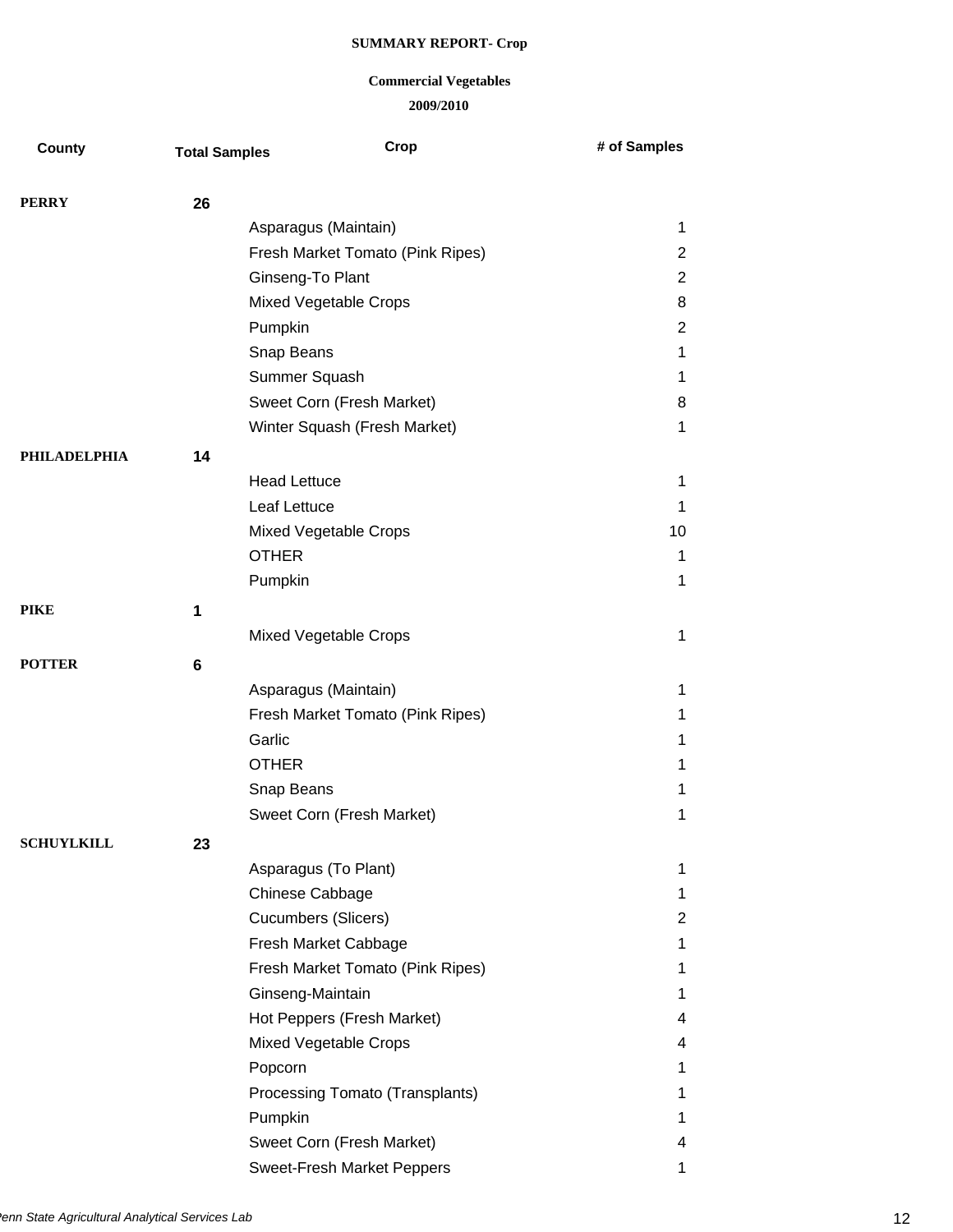**SUMMARY REPORT- Crop**

**Commercial Vegetables**

**2009/2010**

| County | Total Samples | Crop | # of Samples |
|---|---|---|---|
| **PERRY** | **26** | | |
| | | Asparagus (Maintain) | 1 |
| | | Fresh Market Tomato (Pink Ripes) | 2 |
| | | Ginseng-To Plant | 2 |
| | | Mixed Vegetable Crops | 8 |
| | | Pumpkin | 2 |
| | | Snap Beans | 1 |
| | | Summer Squash | 1 |
| | | Sweet Corn (Fresh Market) | 8 |
| | | Winter Squash (Fresh Market) | 1 |
| **PHILADELPHIA** | **14** | | |
| | | Head Lettuce | 1 |
| | | Leaf Lettuce | 1 |
| | | Mixed Vegetable Crops | 10 |
| | | OTHER | 1 |
| | | Pumpkin | 1 |
| **PIKE** | **1** | | |
| | | Mixed Vegetable Crops | 1 |
| **POTTER** | **6** | | |
| | | Asparagus (Maintain) | 1 |
| | | Fresh Market Tomato (Pink Ripes) | 1 |
| | | Garlic | 1 |
| | | OTHER | 1 |
| | | Snap Beans | 1 |
| | | Sweet Corn (Fresh Market) | 1 |
| **SCHUYLKILL** | **23** | | |
| | | Asparagus (To Plant) | 1 |
| | | Chinese Cabbage | 1 |
| | | Cucumbers (Slicers) | 2 |
| | | Fresh Market Cabbage | 1 |
| | | Fresh Market Tomato (Pink Ripes) | 1 |
| | | Ginseng-Maintain | 1 |
| | | Hot Peppers (Fresh Market) | 4 |
| | | Mixed Vegetable Crops | 4 |
| | | Popcorn | 1 |
| | | Processing Tomato (Transplants) | 1 |
| | | Pumpkin | 1 |
| | | Sweet Corn (Fresh Market) | 4 |
| | | Sweet-Fresh Market Peppers | 1 |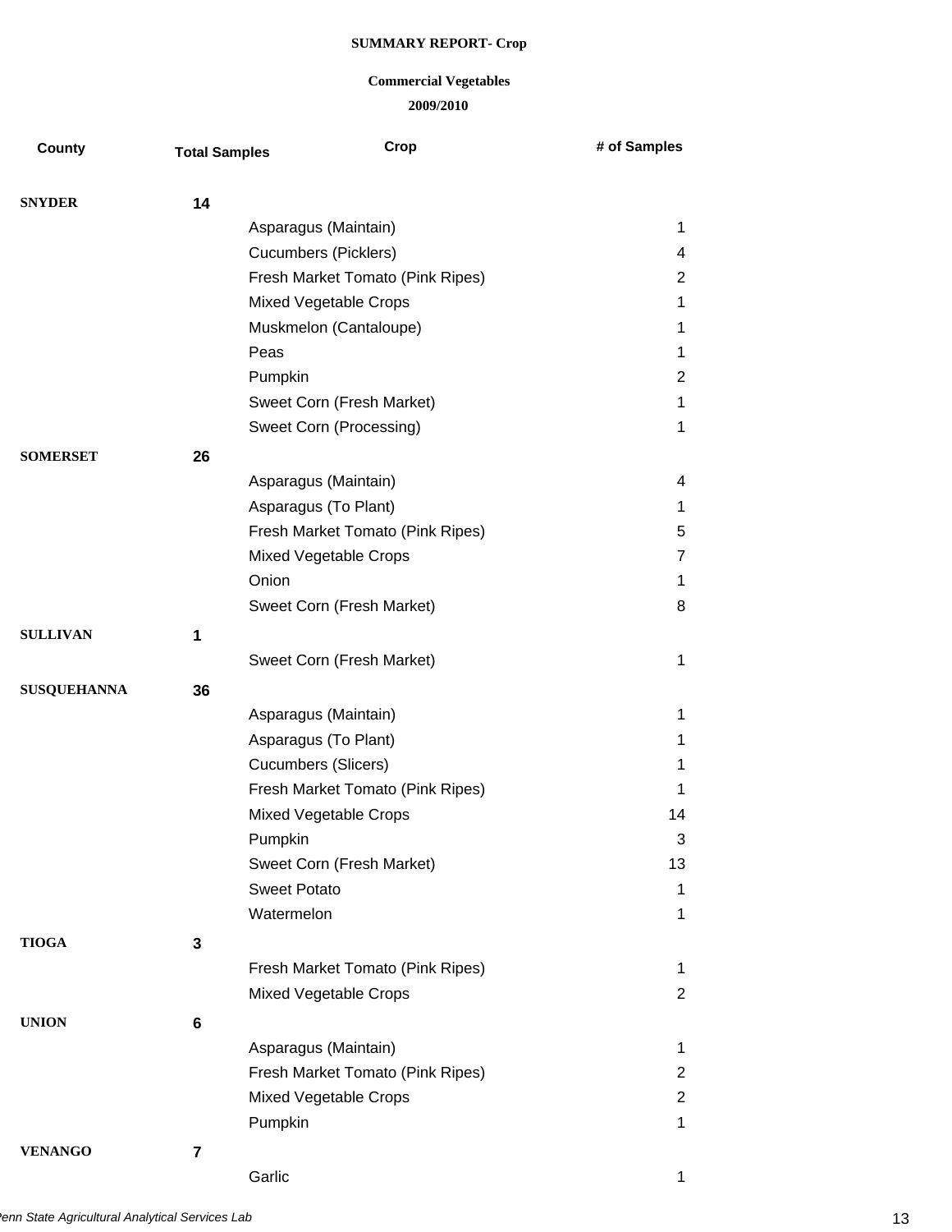**SUMMARY REPORT- Crop**

**Commercial Vegetables**

**2009/2010**

| County | Total Samples | Crop | # of Samples |
|---|---|---|---|
| **SNYDER** | **14** | | |
| | | Asparagus (Maintain) | 1 |
| | | Cucumbers (Picklers) | 4 |
| | | Fresh Market Tomato (Pink Ripes) | 2 |
| | | Mixed Vegetable Crops | 1 |
| | | Muskmelon (Cantaloupe) | 1 |
| | | Peas | 1 |
| | | Pumpkin | 2 |
| | | Sweet Corn (Fresh Market) | 1 |
| | | Sweet Corn (Processing) | 1 |
| **SOMERSET** | **26** | | |
| | | Asparagus (Maintain) | 4 |
| | | Asparagus (To Plant) | 1 |
| | | Fresh Market Tomato (Pink Ripes) | 5 |
| | | Mixed Vegetable Crops | 7 |
| | | Onion | 1 |
| | | Sweet Corn (Fresh Market) | 8 |
| **SULLIVAN** | **1** | | |
| | | Sweet Corn (Fresh Market) | 1 |
| **SUSQUEHANNA** | **36** | | |
| | | Asparagus (Maintain) | 1 |
| | | Asparagus (To Plant) | 1 |
| | | Cucumbers (Slicers) | 1 |
| | | Fresh Market Tomato (Pink Ripes) | 1 |
| | | Mixed Vegetable Crops | 14 |
| | | Pumpkin | 3 |
| | | Sweet Corn (Fresh Market) | 13 |
| | | Sweet Potato | 1 |
| | | Watermelon | 1 |
| **TIOGA** | **3** | | |
| | | Fresh Market Tomato (Pink Ripes) | 1 |
| | | Mixed Vegetable Crops | 2 |
| **UNION** | **6** | | |
| | | Asparagus (Maintain) | 1 |
| | | Fresh Market Tomato (Pink Ripes) | 2 |
| | | Mixed Vegetable Crops | 2 |
| | | Pumpkin | 1 |
| **VENANGO** | **7** | | |
| | | Garlic | 1 |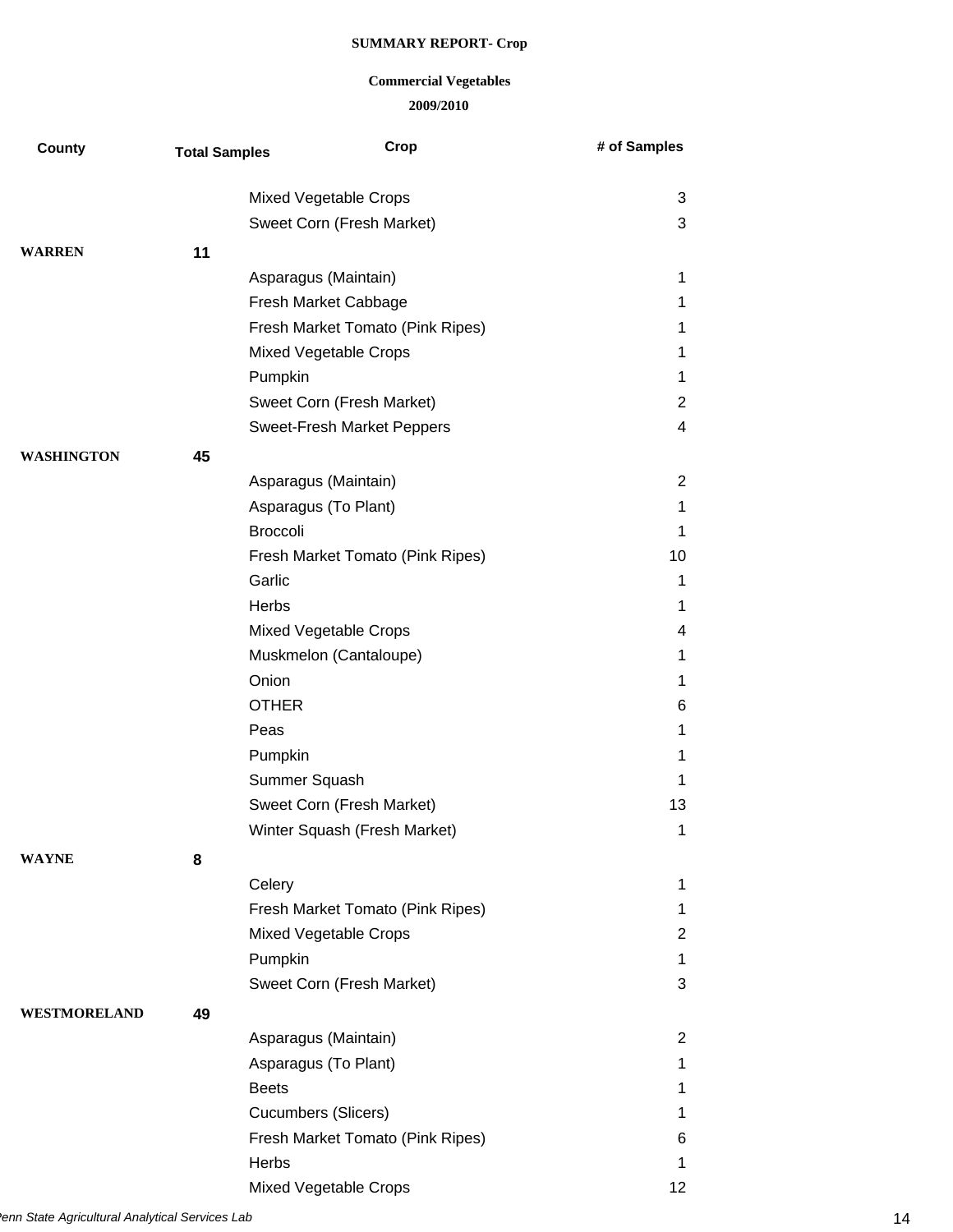**SUMMARY REPORT- Crop**

**Commercial Vegetables**

**2009/2010**

| County | Total Samples | Crop | # of Samples |
|---|---|---|---|
| | | Mixed Vegetable Crops | 3 |
| | | Sweet Corn (Fresh Market) | 3 |
| **WARREN** | **11** | | |
| | | Asparagus (Maintain) | 1 |
| | | Fresh Market Cabbage | 1 |
| | | Fresh Market Tomato (Pink Ripes) | 1 |
| | | Mixed Vegetable Crops | 1 |
| | | Pumpkin | 1 |
| | | Sweet Corn (Fresh Market) | 2 |
| | | Sweet-Fresh Market Peppers | 4 |
| **WASHINGTON** | **45** | | |
| | | Asparagus (Maintain) | 2 |
| | | Asparagus (To Plant) | 1 |
| | | Broccoli | 1 |
| | | Fresh Market Tomato (Pink Ripes) | 10 |
| | | Garlic | 1 |
| | | Herbs | 1 |
| | | Mixed Vegetable Crops | 4 |
| | | Muskmelon (Cantaloupe) | 1 |
| | | Onion | 1 |
| | | OTHER | 6 |
| | | Peas | 1 |
| | | Pumpkin | 1 |
| | | Summer Squash | 1 |
| | | Sweet Corn (Fresh Market) | 13 |
| | | Winter Squash (Fresh Market) | 1 |
| **WAYNE** | **8** | | |
| | | Celery | 1 |
| | | Fresh Market Tomato (Pink Ripes) | 1 |
| | | Mixed Vegetable Crops | 2 |
| | | Pumpkin | 1 |
| | | Sweet Corn (Fresh Market) | 3 |
| **WESTMORELAND** | **49** | | |
| | | Asparagus (Maintain) | 2 |
| | | Asparagus (To Plant) | 1 |
| | | Beets | 1 |
| | | Cucumbers (Slicers) | 1 |
| | | Fresh Market Tomato (Pink Ripes) | 6 |
| | | Herbs | 1 |
| | | Mixed Vegetable Crops | 12 |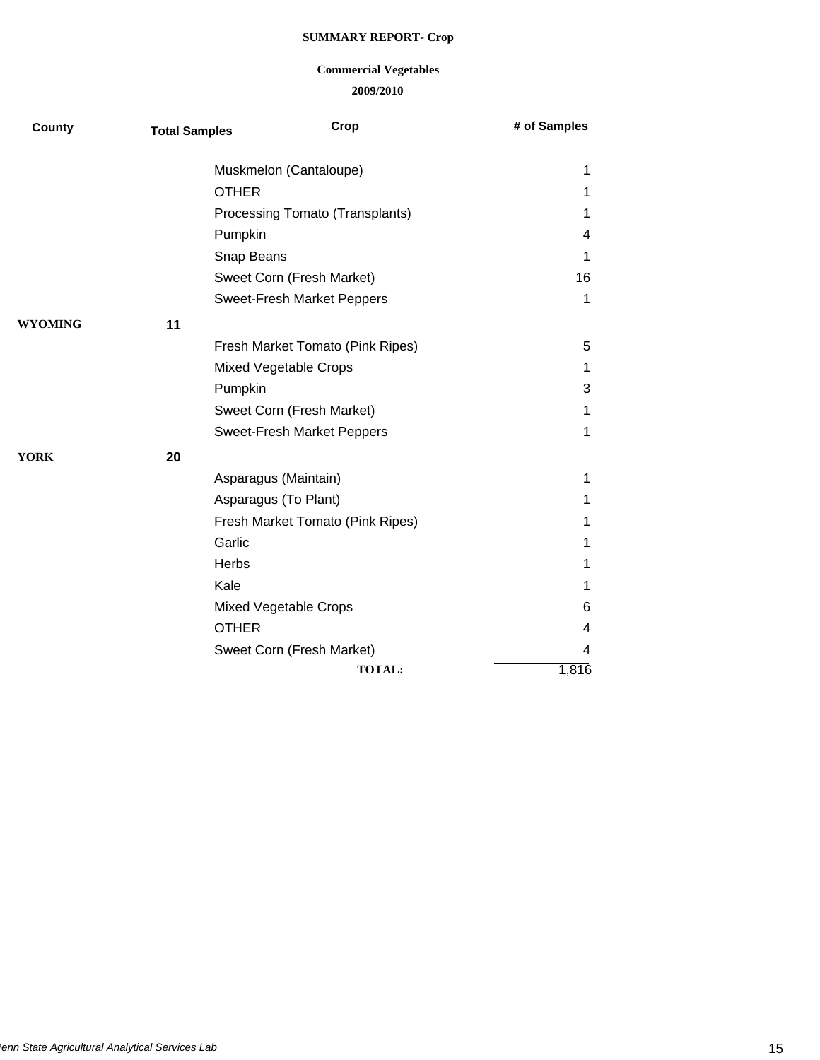**SUMMARY REPORT- Crop**

**Commercial Vegetables**

**2009/2010**

| County | Total Samples | Crop | # of Samples |
| --- | --- | --- | --- |
| | | Muskmelon (Cantaloupe) | 1 |
| | | OTHER | 1 |
| | | Processing Tomato (Transplants) | 1 |
| | | Pumpkin | 4 |
| | | Snap Beans | 1 |
| | | Sweet Corn (Fresh Market) | 16 |
| | | Sweet-Fresh Market Peppers | 1 |
| **WYOMING** | **11** | | |
| | | Fresh Market Tomato (Pink Ripes) | 5 |
| | | Mixed Vegetable Crops | 1 |
| | | Pumpkin | 3 |
| | | Sweet Corn (Fresh Market) | 1 |
| | | Sweet-Fresh Market Peppers | 1 |
| **YORK** | **20** | | |
| | | Asparagus (Maintain) | 1 |
| | | Asparagus (To Plant) | 1 |
| | | Fresh Market Tomato (Pink Ripes) | 1 |
| | | Garlic | 1 |
| | | Herbs | 1 |
| | | Kale | 1 |
| | | Mixed Vegetable Crops | 6 |
| | | OTHER | 4 |
| | | Sweet Corn (Fresh Market) | 4 |
| | | **TOTAL:** | 1,816 |

*Penn State Agricultural Analytical Services Lab*